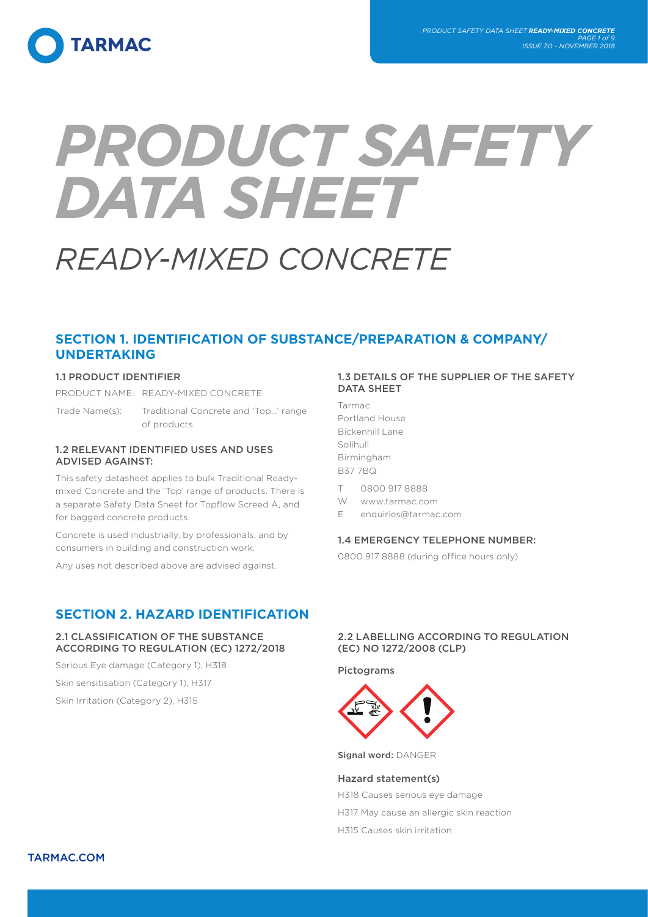# PRODUCT SAFETY DATA SHEET

# READY-MIXED CONCRETE

## SECTION 1. IDENTIFICATION OF SUBSTANCE/PREPARATION & COMPANY/ UNDERTAKING

### 1.1 PRODUCT IDENTIFIER

PRODUCT NAME: READY-MIXED CONCRETE

Trade Name(s): Traditional Concrete and 'Top...' range of products

### 1.2 RELEVANT IDENTIFIED USES AND USES ADVISED AGAINST:

This safety datasheet applies to bulk Traditional Ready-mixed Concrete and the 'Top' range of products. There is a separate Safety Data Sheet for Topflow Screed A, and for bagged concrete products.

Concrete is used industrially, by professionals, and by consumers in building and construction work.

Any uses not described above are advised against.

### 1.3 DETAILS OF THE SUPPLIER OF THE SAFETY DATA SHEET

Tarmac
Portland House
Bickenhill Lane
Solihull
Birmingham
B37 7BQ

T 0800 917 8888
W www.tarmac.com
E enquiries@tarmac.com

### 1.4 EMERGENCY TELEPHONE NUMBER:

0800 917 8888 (during office hours only)

## SECTION 2. HAZARD IDENTIFICATION

### 2.1 CLASSIFICATION OF THE SUBSTANCE ACCORDING TO REGULATION (EC) 1272/2018

Serious Eye damage (Category 1), H318

Skin sensitisation (Category 1), H317

Skin Irritation (Category 2), H315

### 2.2 LABELLING ACCORDING TO REGULATION (EC) NO 1272/2008 (CLP)

**Pictograms**

**Signal word:** DANGER

**Hazard statement(s)**

H318 Causes serious eye damage

H317 May cause an allergic skin reaction

H315 Causes skin irritation

TARMAC.COM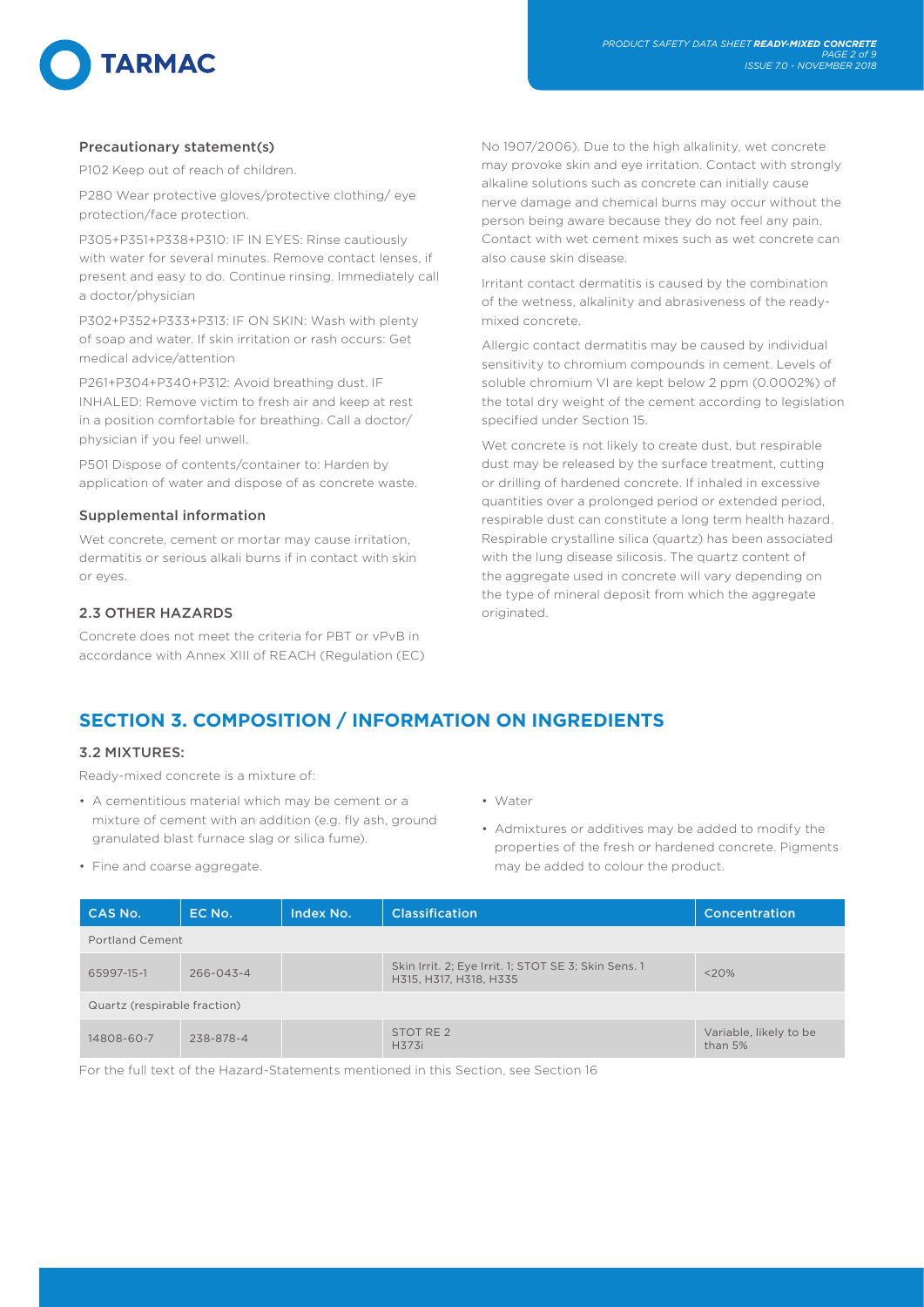### Precautionary statement(s)

P102 Keep out of reach of children.

P280 Wear protective gloves/protective clothing/ eye protection/face protection.

P305+P351+P338+P310: IF IN EYES: Rinse cautiously with water for several minutes. Remove contact lenses, if present and easy to do. Continue rinsing. Immediately call a doctor/physician

P302+P352+P333+P313: IF ON SKIN: Wash with plenty of soap and water. If skin irritation or rash occurs: Get medical advice/attention

P261+P304+P340+P312: Avoid breathing dust. IF INHALED: Remove victim to fresh air and keep at rest in a position comfortable for breathing. Call a doctor/ physician if you feel unwell.

P501 Dispose of contents/container to: Harden by application of water and dispose of as concrete waste.

### Supplemental information

Wet concrete, cement or mortar may cause irritation, dermatitis or serious alkali burns if in contact with skin or eyes.

### 2.3 OTHER HAZARDS

Concrete does not meet the criteria for PBT or vPvB in accordance with Annex XIII of REACH (Regulation (EC) No 1907/2006). Due to the high alkalinity, wet concrete may provoke skin and eye irritation. Contact with strongly alkaline solutions such as concrete can initially cause nerve damage and chemical burns may occur without the person being aware because they do not feel any pain. Contact with wet cement mixes such as wet concrete can also cause skin disease.

Irritant contact dermatitis is caused by the combination of the wetness, alkalinity and abrasiveness of the ready-mixed concrete.

Allergic contact dermatitis may be caused by individual sensitivity to chromium compounds in cement. Levels of soluble chromium VI are kept below 2 ppm (0.0002%) of the total dry weight of the cement according to legislation specified under Section 15.

Wet concrete is not likely to create dust, but respirable dust may be released by the surface treatment, cutting or drilling of hardened concrete. If inhaled in excessive quantities over a prolonged period or extended period, respirable dust can constitute a long term health hazard. Respirable crystalline silica (quartz) has been associated with the lung disease silicosis. The quartz content of the aggregate used in concrete will vary depending on the type of mineral deposit from which the aggregate originated.

## SECTION 3. COMPOSITION / INFORMATION ON INGREDIENTS

### 3.2 MIXTURES:

Ready-mixed concrete is a mixture of:

- A cementitious material which may be cement or a mixture of cement with an addition (e.g. fly ash, ground granulated blast furnace slag or silica fume).
- Fine and coarse aggregate.
- Water
- Admixtures or additives may be added to modify the properties of the fresh or hardened concrete. Pigments may be added to colour the product.

| CAS No. | EC No. | Index No. | Classification | Concentration |
|---|---|---|---|---|
| Portland Cement | | | | |
| 65997-15-1 | 266-043-4 | | Skin Irrit. 2; Eye Irrit. 1; STOT SE 3; Skin Sens. 1 H315, H317, H318, H335 | <20% |
| Quartz (respirable fraction) | | | | |
| 14808-60-7 | 238-878-4 | | STOT RE 2 H373i | Variable, likely to be than 5% |

For the full text of the Hazard-Statements mentioned in this Section, see Section 16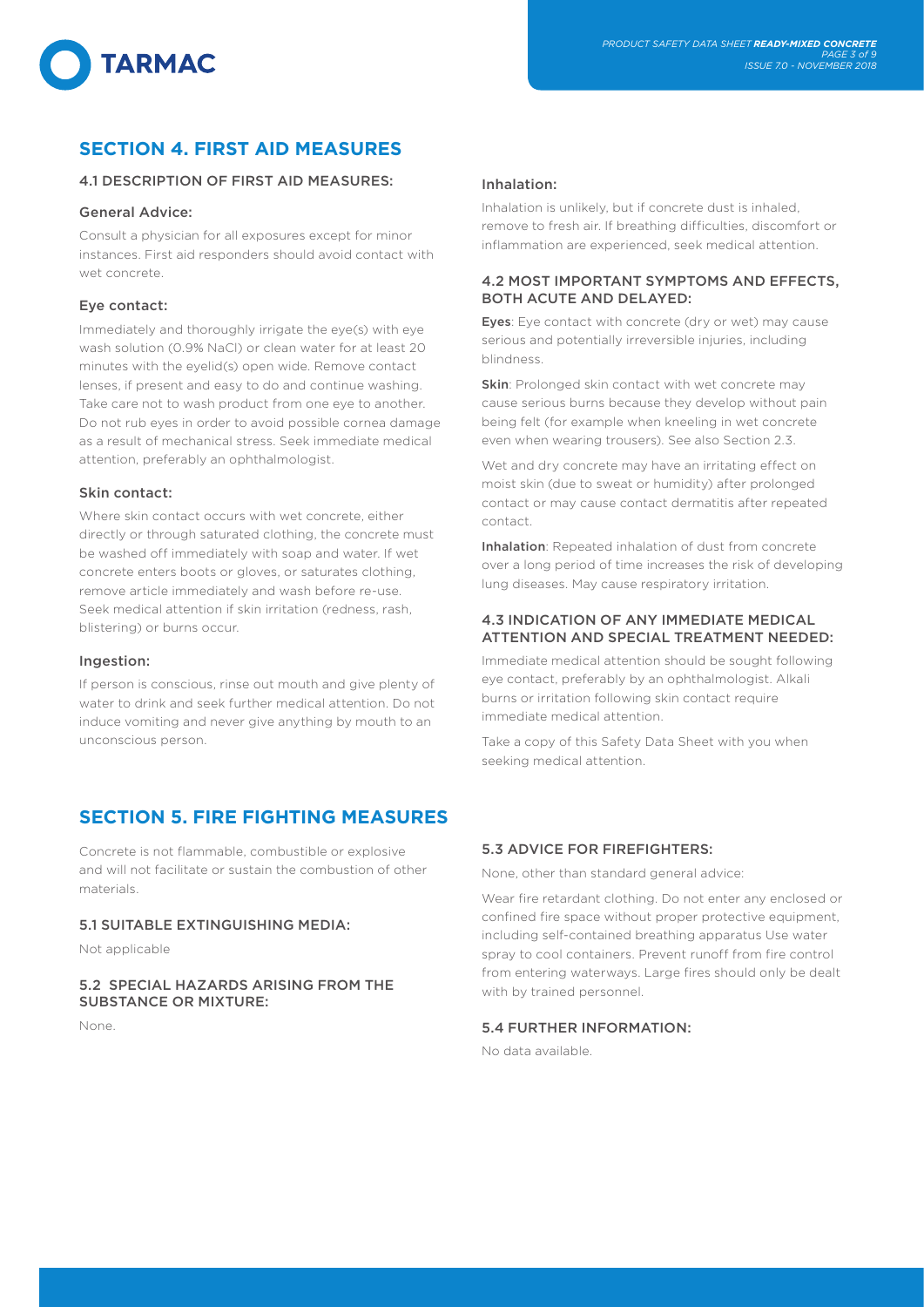## SECTION 4. FIRST AID MEASURES

### 4.1 DESCRIPTION OF FIRST AID MEASURES:

#### General Advice:

Consult a physician for all exposures except for minor instances. First aid responders should avoid contact with wet concrete.

#### Eye contact:

Immediately and thoroughly irrigate the eye(s) with eye wash solution (0.9% NaCl) or clean water for at least 20 minutes with the eyelid(s) open wide. Remove contact lenses, if present and easy to do and continue washing. Take care not to wash product from one eye to another. Do not rub eyes in order to avoid possible cornea damage as a result of mechanical stress. Seek immediate medical attention, preferably an ophthalmologist.

#### Skin contact:

Where skin contact occurs with wet concrete, either directly or through saturated clothing, the concrete must be washed off immediately with soap and water. If wet concrete enters boots or gloves, or saturates clothing, remove article immediately and wash before re-use. Seek medical attention if skin irritation (redness, rash, blistering) or burns occur.

#### Ingestion:

If person is conscious, rinse out mouth and give plenty of water to drink and seek further medical attention. Do not induce vomiting and never give anything by mouth to an unconscious person.

#### Inhalation:

Inhalation is unlikely, but if concrete dust is inhaled, remove to fresh air. If breathing difficulties, discomfort or inflammation are experienced, seek medical attention.

### 4.2 MOST IMPORTANT SYMPTOMS AND EFFECTS, BOTH ACUTE AND DELAYED:

**Eyes**: Eye contact with concrete (dry or wet) may cause serious and potentially irreversible injuries, including blindness.

**Skin**: Prolonged skin contact with wet concrete may cause serious burns because they develop without pain being felt (for example when kneeling in wet concrete even when wearing trousers). See also Section 2.3.

Wet and dry concrete may have an irritating effect on moist skin (due to sweat or humidity) after prolonged contact or may cause contact dermatitis after repeated contact.

**Inhalation**: Repeated inhalation of dust from concrete over a long period of time increases the risk of developing lung diseases. May cause respiratory irritation.

### 4.3 INDICATION OF ANY IMMEDIATE MEDICAL ATTENTION AND SPECIAL TREATMENT NEEDED:

Immediate medical attention should be sought following eye contact, preferably by an ophthalmologist. Alkali burns or irritation following skin contact require immediate medical attention.

Take a copy of this Safety Data Sheet with you when seeking medical attention.

## SECTION 5. FIRE FIGHTING MEASURES

Concrete is not flammable, combustible or explosive and will not facilitate or sustain the combustion of other materials.

### 5.1 SUITABLE EXTINGUISHING MEDIA:

Not applicable

### 5.2 SPECIAL HAZARDS ARISING FROM THE SUBSTANCE OR MIXTURE:

None.

### 5.3 ADVICE FOR FIREFIGHTERS:

None, other than standard general advice:

Wear fire retardant clothing. Do not enter any enclosed or confined fire space without proper protective equipment, including self-contained breathing apparatus Use water spray to cool containers. Prevent runoff from fire control from entering waterways. Large fires should only be dealt with by trained personnel.

### 5.4 FURTHER INFORMATION:

No data available.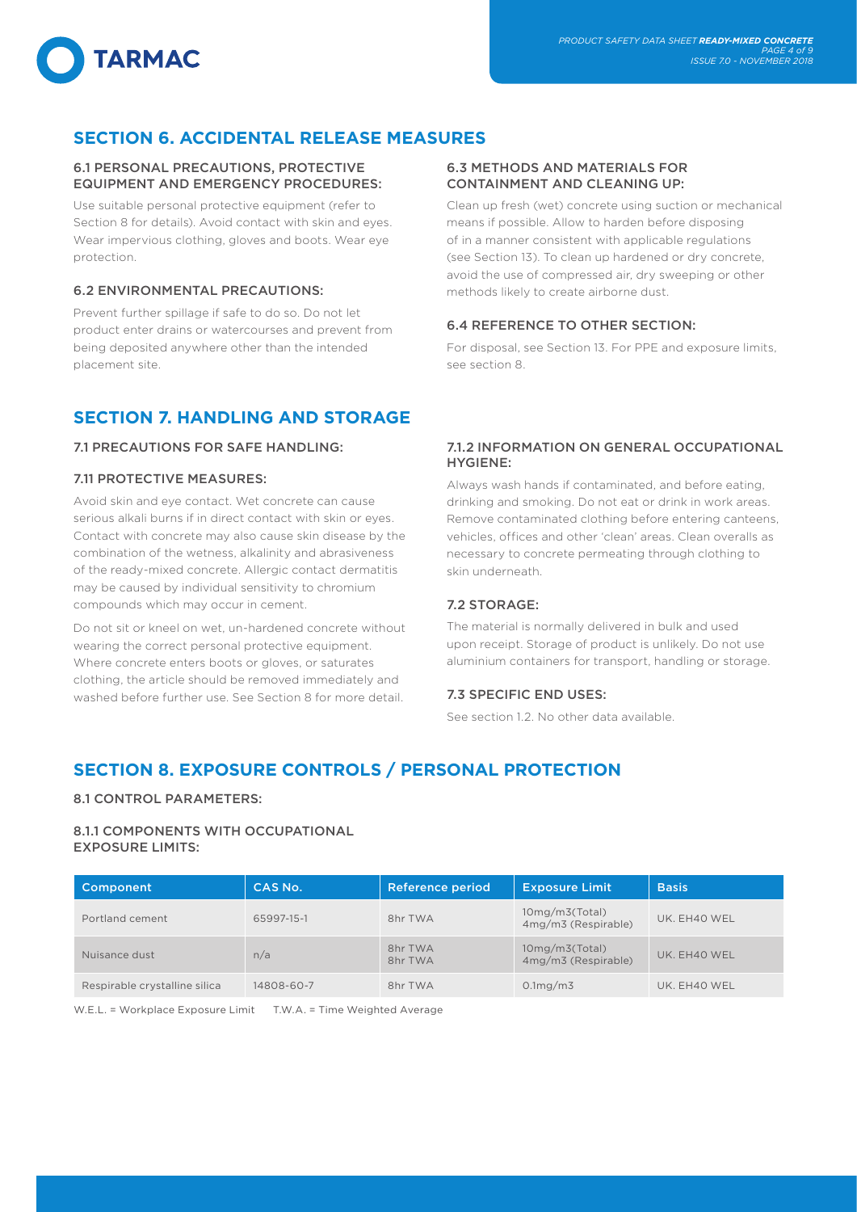## SECTION 6. ACCIDENTAL RELEASE MEASURES

### 6.1 PERSONAL PRECAUTIONS, PROTECTIVE EQUIPMENT AND EMERGENCY PROCEDURES:

Use suitable personal protective equipment (refer to Section 8 for details). Avoid contact with skin and eyes. Wear impervious clothing, gloves and boots. Wear eye protection.

### 6.2 ENVIRONMENTAL PRECAUTIONS:

Prevent further spillage if safe to do so. Do not let product enter drains or watercourses and prevent from being deposited anywhere other than the intended placement site.

### 6.3 METHODS AND MATERIALS FOR CONTAINMENT AND CLEANING UP:

Clean up fresh (wet) concrete using suction or mechanical means if possible. Allow to harden before disposing of in a manner consistent with applicable regulations (see Section 13). To clean up hardened or dry concrete, avoid the use of compressed air, dry sweeping or other methods likely to create airborne dust.

### 6.4 REFERENCE TO OTHER SECTION:

For disposal, see Section 13. For PPE and exposure limits, see section 8.

## SECTION 7. HANDLING AND STORAGE

### 7.1 PRECAUTIONS FOR SAFE HANDLING:

### 7.11 PROTECTIVE MEASURES:

Avoid skin and eye contact. Wet concrete can cause serious alkali burns if in direct contact with skin or eyes. Contact with concrete may also cause skin disease by the combination of the wetness, alkalinity and abrasiveness of the ready-mixed concrete. Allergic contact dermatitis may be caused by individual sensitivity to chromium compounds which may occur in cement.

Do not sit or kneel on wet, un-hardened concrete without wearing the correct personal protective equipment. Where concrete enters boots or gloves, or saturates clothing, the article should be removed immediately and washed before further use. See Section 8 for more detail.

### 7.1.2 INFORMATION ON GENERAL OCCUPATIONAL HYGIENE:

Always wash hands if contaminated, and before eating, drinking and smoking. Do not eat or drink in work areas. Remove contaminated clothing before entering canteens, vehicles, offices and other 'clean' areas. Clean overalls as necessary to concrete permeating through clothing to skin underneath.

### 7.2 STORAGE:

The material is normally delivered in bulk and used upon receipt. Storage of product is unlikely. Do not use aluminium containers for transport, handling or storage.

### 7.3 SPECIFIC END USES:

See section 1.2. No other data available.

## SECTION 8. EXPOSURE CONTROLS / PERSONAL PROTECTION

### 8.1 CONTROL PARAMETERS:

### 8.1.1 COMPONENTS WITH OCCUPATIONAL EXPOSURE LIMITS:

| Component | CAS No. | Reference period | Exposure Limit | Basis |
|---|---|---|---|---|
| Portland cement | 65997-15-1 | 8hr TWA | 10mg/m3(Total)<br>4mg/m3 (Respirable) | UK. EH40 WEL |
| Nuisance dust | n/a | 8hr TWA<br>8hr TWA | 10mg/m3(Total)<br>4mg/m3 (Respirable) | UK. EH40 WEL |
| Respirable crystalline silica | 14808-60-7 | 8hr TWA | 0.1mg/m3 | UK. EH40 WEL |

W.E.L. = Workplace Exposure Limit    T.W.A. = Time Weighted Average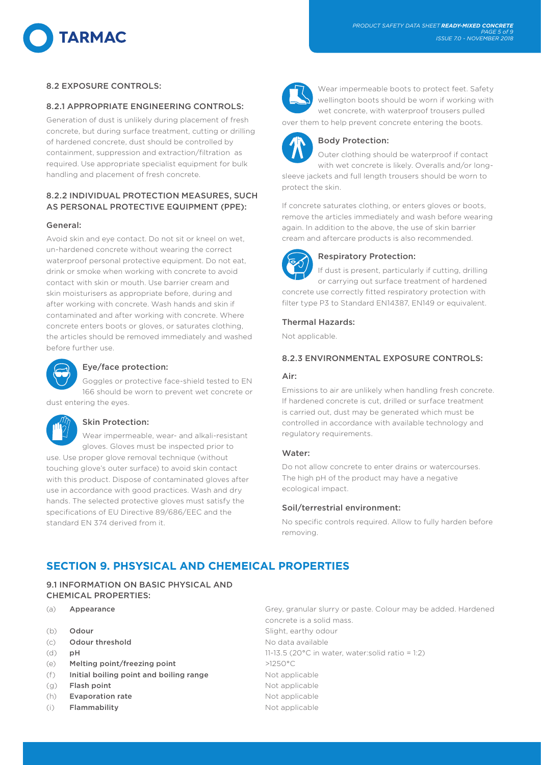## 8.2 EXPOSURE CONTROLS:

### 8.2.1 APPROPRIATE ENGINEERING CONTROLS:

Generation of dust is unlikely during placement of fresh concrete, but during surface treatment, cutting or drilling of hardened concrete, dust should be controlled by containment, suppression and extraction/filtration as required. Use appropriate specialist equipment for bulk handling and placement of fresh concrete.

### 8.2.2 INDIVIDUAL PROTECTION MEASURES, SUCH AS PERSONAL PROTECTIVE EQUIPMENT (PPE):

#### General:

Avoid skin and eye contact. Do not sit or kneel on wet, un-hardened concrete without wearing the correct waterproof personal protective equipment. Do not eat, drink or smoke when working with concrete to avoid contact with skin or mouth. Use barrier cream and skin moisturisers as appropriate before, during and after working with concrete. Wash hands and skin if contaminated and after working with concrete. Where concrete enters boots or gloves, or saturates clothing, the articles should be removed immediately and washed before further use.

#### Eye/face protection:

Goggles or protective face-shield tested to EN 166 should be worn to prevent wet concrete or dust entering the eyes.

#### Skin Protection:

Wear impermeable, wear- and alkali-resistant gloves. Gloves must be inspected prior to use. Use proper glove removal technique (without touching glove's outer surface) to avoid skin contact with this product. Dispose of contaminated gloves after use in accordance with good practices. Wash and dry hands. The selected protective gloves must satisfy the specifications of EU Directive 89/686/EEC and the standard EN 374 derived from it.

Wear impermeable boots to protect feet. Safety wellington boots should be worn if working with wet concrete, with waterproof trousers pulled over them to help prevent concrete entering the boots.

#### Body Protection:

Outer clothing should be waterproof if contact with wet concrete is likely. Overalls and/or long-sleeve jackets and full length trousers should be worn to protect the skin.

If concrete saturates clothing, or enters gloves or boots, remove the articles immediately and wash before wearing again. In addition to the above, the use of skin barrier cream and aftercare products is also recommended.

#### Respiratory Protection:

If dust is present, particularly if cutting, drilling or carrying out surface treatment of hardened concrete use correctly fitted respiratory protection with filter type P3 to Standard EN14387, EN149 or equivalent.

#### Thermal Hazards:

Not applicable.

### 8.2.3 ENVIRONMENTAL EXPOSURE CONTROLS:

#### Air:

Emissions to air are unlikely when handling fresh concrete. If hardened concrete is cut, drilled or surface treatment is carried out, dust may be generated which must be controlled in accordance with available technology and regulatory requirements.

#### Water:

Do not allow concrete to enter drains or watercourses. The high pH of the product may have a negative ecological impact.

#### Soil/terrestrial environment:

No specific controls required. Allow to fully harden before removing.

# SECTION 9. PHSYICAL AND CHEMEICAL PROPERTIES

## 9.1 INFORMATION ON BASIC PHYSICAL AND CHEMICAL PROPERTIES:

| | | |
|---|---|---|
| (a) | **Appearance** | Grey, granular slurry or paste. Colour may be added. Hardened concrete is a solid mass. |
| (b) | **Odour** | Slight, earthy odour |
| (c) | **Odour threshold** | No data available |
| (d) | **pH** | 11-13.5 (20°C in water, water:solid ratio = 1:2) |
| (e) | **Melting point/freezing point** | >1250°C |
| (f) | **Initial boiling point and boiling range** | Not applicable |
| (g) | **Flash point** | Not applicable |
| (h) | **Evaporation rate** | Not applicable |
| (i) | **Flammability** | Not applicable |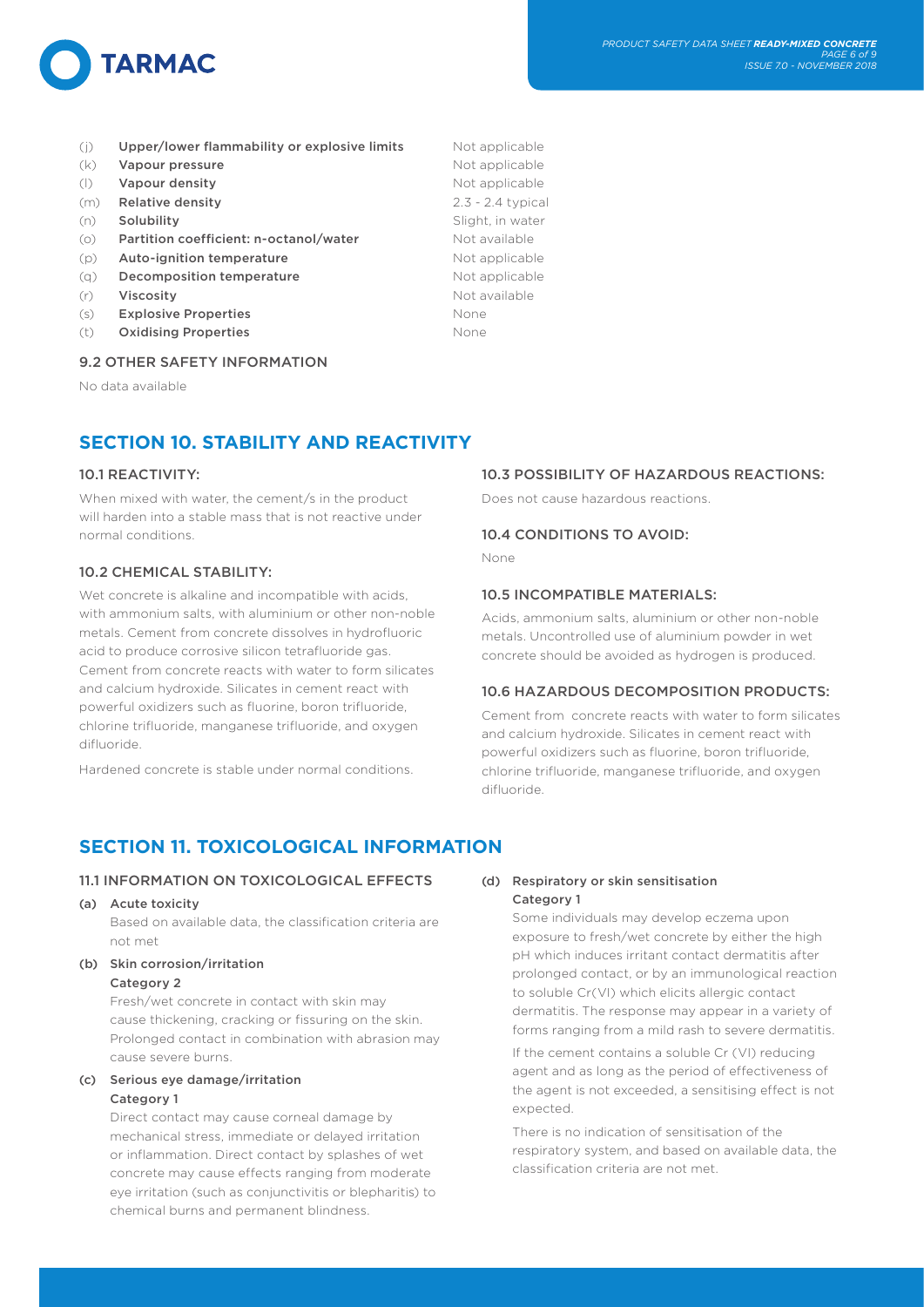| | | |
|---|---|---|
| (j) | **Upper/lower flammability or explosive limits** | Not applicable |
| (k) | **Vapour pressure** | Not applicable |
| (l) | **Vapour density** | Not applicable |
| (m) | **Relative density** | 2.3 - 2.4 typical |
| (n) | **Solubility** | Slight, in water |
| (o) | **Partition coefficient: n-octanol/water** | Not available |
| (p) | **Auto-ignition temperature** | Not applicable |
| (q) | **Decomposition temperature** | Not applicable |
| (r) | **Viscosity** | Not available |
| (s) | **Explosive Properties** | None |
| (t) | **Oxidising Properties** | None |

### 9.2 OTHER SAFETY INFORMATION

No data available

## SECTION 10. STABILITY AND REACTIVITY

### 10.1 REACTIVITY:

When mixed with water, the cement/s in the product will harden into a stable mass that is not reactive under normal conditions.

### 10.2 CHEMICAL STABILITY:

Wet concrete is alkaline and incompatible with acids, with ammonium salts, with aluminium or other non-noble metals. Cement from concrete dissolves in hydrofluoric acid to produce corrosive silicon tetrafluoride gas. Cement from concrete reacts with water to form silicates and calcium hydroxide. Silicates in cement react with powerful oxidizers such as fluorine, boron trifluoride, chlorine trifluoride, manganese trifluoride, and oxygen difluoride.

Hardened concrete is stable under normal conditions.

### 10.3 POSSIBILITY OF HAZARDOUS REACTIONS:

Does not cause hazardous reactions.

### 10.4 CONDITIONS TO AVOID:

None

### 10.5 INCOMPATIBLE MATERIALS:

Acids, ammonium salts, aluminium or other non-noble metals. Uncontrolled use of aluminium powder in wet concrete should be avoided as hydrogen is produced.

### 10.6 HAZARDOUS DECOMPOSITION PRODUCTS:

Cement from concrete reacts with water to form silicates and calcium hydroxide. Silicates in cement react with powerful oxidizers such as fluorine, boron trifluoride, chlorine trifluoride, manganese trifluoride, and oxygen difluoride.

## SECTION 11. TOXICOLOGICAL INFORMATION

### 11.1 INFORMATION ON TOXICOLOGICAL EFFECTS

**(a) Acute toxicity**

Based on available data, the classification criteria are not met

**(b) Skin corrosion/irritation**
**Category 2**

Fresh/wet concrete in contact with skin may cause thickening, cracking or fissuring on the skin. Prolonged contact in combination with abrasion may cause severe burns.

**(c) Serious eye damage/irritation**
**Category 1**

Direct contact may cause corneal damage by mechanical stress, immediate or delayed irritation or inflammation. Direct contact by splashes of wet concrete may cause effects ranging from moderate eye irritation (such as conjunctivitis or blepharitis) to chemical burns and permanent blindness.

**(d) Respiratory or skin sensitisation**
**Category 1**

Some individuals may develop eczema upon exposure to fresh/wet concrete by either the high pH which induces irritant contact dermatitis after prolonged contact, or by an immunological reaction to soluble Cr(VI) which elicits allergic contact dermatitis. The response may appear in a variety of forms ranging from a mild rash to severe dermatitis.

If the cement contains a soluble Cr (VI) reducing agent and as long as the period of effectiveness of the agent is not exceeded, a sensitising effect is not expected.

There is no indication of sensitisation of the respiratory system, and based on available data, the classification criteria are not met.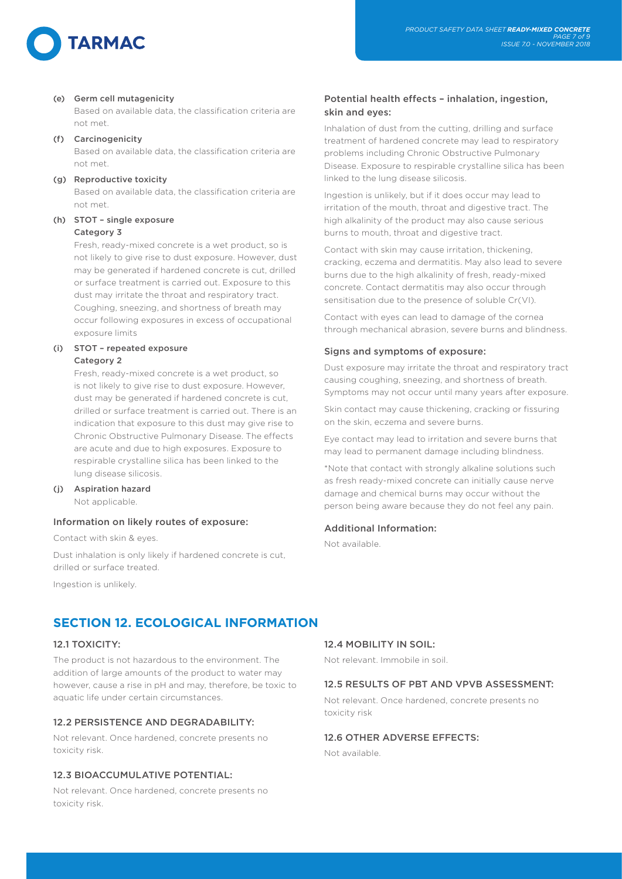**(e) Germ cell mutagenicity**

Based on available data, the classification criteria are not met.

**(f) Carcinogenicity**

Based on available data, the classification criteria are not met.

**(g) Reproductive toxicity**

Based on available data, the classification criteria are not met.

**(h) STOT – single exposure**
**Category 3**

Fresh, ready-mixed concrete is a wet product, so is not likely to give rise to dust exposure. However, dust may be generated if hardened concrete is cut, drilled or surface treatment is carried out. Exposure to this dust may irritate the throat and respiratory tract. Coughing, sneezing, and shortness of breath may occur following exposures in excess of occupational exposure limits

**(i) STOT – repeated exposure**
**Category 2**

Fresh, ready-mixed concrete is a wet product, so is not likely to give rise to dust exposure. However, dust may be generated if hardened concrete is cut, drilled or surface treatment is carried out. There is an indication that exposure to this dust may give rise to Chronic Obstructive Pulmonary Disease. The effects are acute and due to high exposures. Exposure to respirable crystalline silica has been linked to the lung disease silicosis.

**(j) Aspiration hazard**

Not applicable.

### Information on likely routes of exposure:

Contact with skin & eyes.

Dust inhalation is only likely if hardened concrete is cut, drilled or surface treated.

Ingestion is unlikely.

### Potential health effects – inhalation, ingestion, skin and eyes:

Inhalation of dust from the cutting, drilling and surface treatment of hardened concrete may lead to respiratory problems including Chronic Obstructive Pulmonary Disease. Exposure to respirable crystalline silica has been linked to the lung disease silicosis.

Ingestion is unlikely, but if it does occur may lead to irritation of the mouth, throat and digestive tract. The high alkalinity of the product may also cause serious burns to mouth, throat and digestive tract.

Contact with skin may cause irritation, thickening, cracking, eczema and dermatitis. May also lead to severe burns due to the high alkalinity of fresh, ready-mixed concrete. Contact dermatitis may also occur through sensitisation due to the presence of soluble Cr(VI).

Contact with eyes can lead to damage of the cornea through mechanical abrasion, severe burns and blindness.

### Signs and symptoms of exposure:

Dust exposure may irritate the throat and respiratory tract causing coughing, sneezing, and shortness of breath. Symptoms may not occur until many years after exposure.

Skin contact may cause thickening, cracking or fissuring on the skin, eczema and severe burns.

Eye contact may lead to irritation and severe burns that may lead to permanent damage including blindness.

*Note that contact with strongly alkaline solutions such as fresh ready-mixed concrete can initially cause nerve damage and chemical burns may occur without the person being aware because they do not feel any pain.

### Additional Information:

Not available.

## SECTION 12. ECOLOGICAL INFORMATION

### 12.1 TOXICITY:

The product is not hazardous to the environment. The addition of large amounts of the product to water may however, cause a rise in pH and may, therefore, be toxic to aquatic life under certain circumstances.

### 12.2 PERSISTENCE AND DEGRADABILITY:

Not relevant. Once hardened, concrete presents no toxicity risk.

### 12.3 BIOACCUMULATIVE POTENTIAL:

Not relevant. Once hardened, concrete presents no toxicity risk.

### 12.4 MOBILITY IN SOIL:

Not relevant. Immobile in soil.

### 12.5 RESULTS OF PBT AND VPVB ASSESSMENT:

Not relevant. Once hardened, concrete presents no toxicity risk

### 12.6 OTHER ADVERSE EFFECTS:

Not available.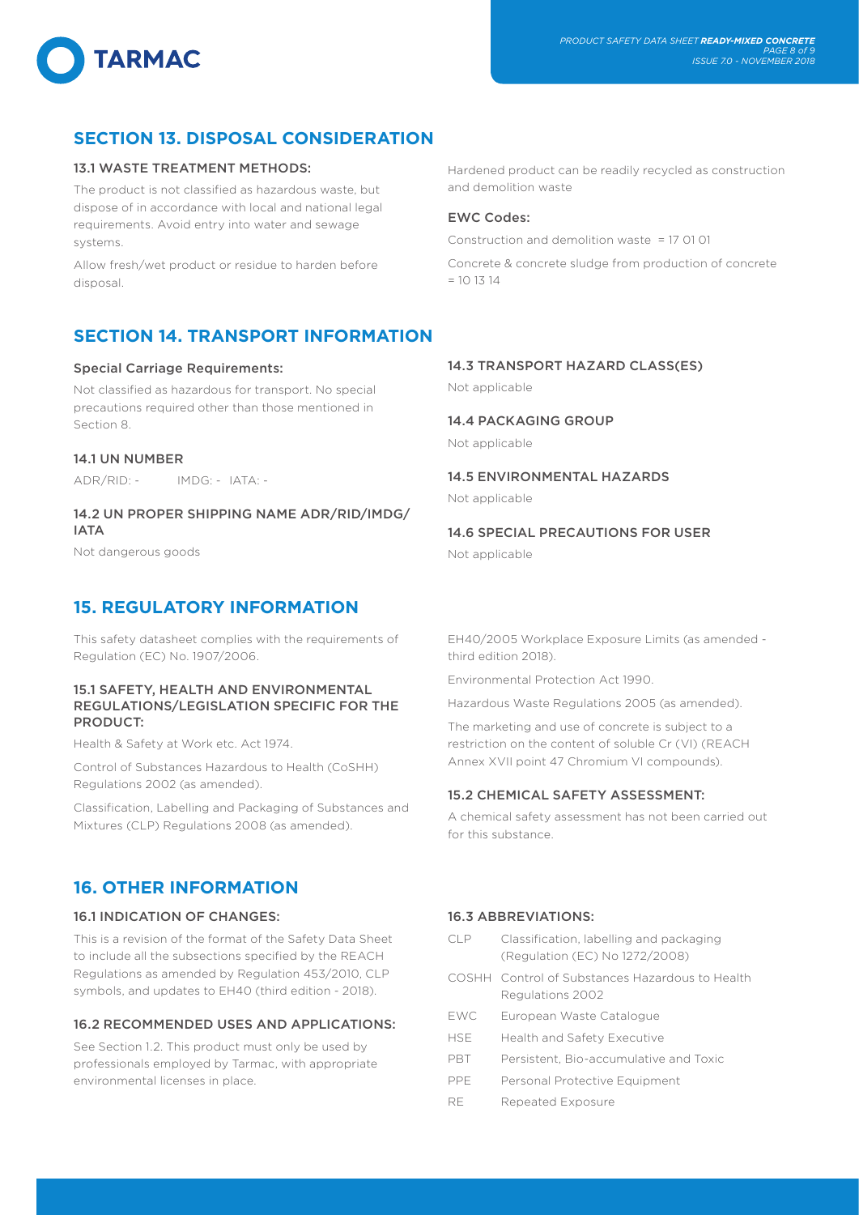## SECTION 13. DISPOSAL CONSIDERATION

### 13.1 WASTE TREATMENT METHODS:

The product is not classified as hazardous waste, but dispose of in accordance with local and national legal requirements. Avoid entry into water and sewage systems.

Allow fresh/wet product or residue to harden before disposal.

Hardened product can be readily recycled as construction and demolition waste

**EWC Codes:**

Construction and demolition waste = 17 01 01

Concrete & concrete sludge from production of concrete = 10 13 14

## SECTION 14. TRANSPORT INFORMATION

### Special Carriage Requirements:

Not classified as hazardous for transport. No special precautions required other than those mentioned in Section 8.

### 14.1 UN NUMBER

ADR/RID: - IMDG: - IATA: -

### 14.2 UN PROPER SHIPPING NAME ADR/RID/IMDG/IATA

Not dangerous goods

### 14.3 TRANSPORT HAZARD CLASS(ES)

Not applicable

### 14.4 PACKAGING GROUP

Not applicable

### 14.5 ENVIRONMENTAL HAZARDS

Not applicable

### 14.6 SPECIAL PRECAUTIONS FOR USER

Not applicable

## 15. REGULATORY INFORMATION

This safety datasheet complies with the requirements of Regulation (EC) No. 1907/2006.

### 15.1 SAFETY, HEALTH AND ENVIRONMENTAL REGULATIONS/LEGISLATION SPECIFIC FOR THE PRODUCT:

Health & Safety at Work etc. Act 1974.

Control of Substances Hazardous to Health (CoSHH) Regulations 2002 (as amended).

Classification, Labelling and Packaging of Substances and Mixtures (CLP) Regulations 2008 (as amended).

EH40/2005 Workplace Exposure Limits (as amended - third edition 2018).

Environmental Protection Act 1990.

Hazardous Waste Regulations 2005 (as amended).

The marketing and use of concrete is subject to a restriction on the content of soluble Cr (VI) (REACH Annex XVII point 47 Chromium VI compounds).

### 15.2 CHEMICAL SAFETY ASSESSMENT:

A chemical safety assessment has not been carried out for this substance.

## 16. OTHER INFORMATION

### 16.1 INDICATION OF CHANGES:

This is a revision of the format of the Safety Data Sheet to include all the subsections specified by the REACH Regulations as amended by Regulation 453/2010, CLP symbols, and updates to EH40 (third edition - 2018).

### 16.2 RECOMMENDED USES AND APPLICATIONS:

See Section 1.2. This product must only be used by professionals employed by Tarmac, with appropriate environmental licenses in place.

### 16.3 ABBREVIATIONS:

| | |
|---|---|
| CLP | Classification, labelling and packaging (Regulation (EC) No 1272/2008) |
| COSHH | Control of Substances Hazardous to Health Regulations 2002 |
| EWC | European Waste Catalogue |
| HSE | Health and Safety Executive |
| PBT | Persistent, Bio-accumulative and Toxic |
| PPE | Personal Protective Equipment |
| RE | Repeated Exposure |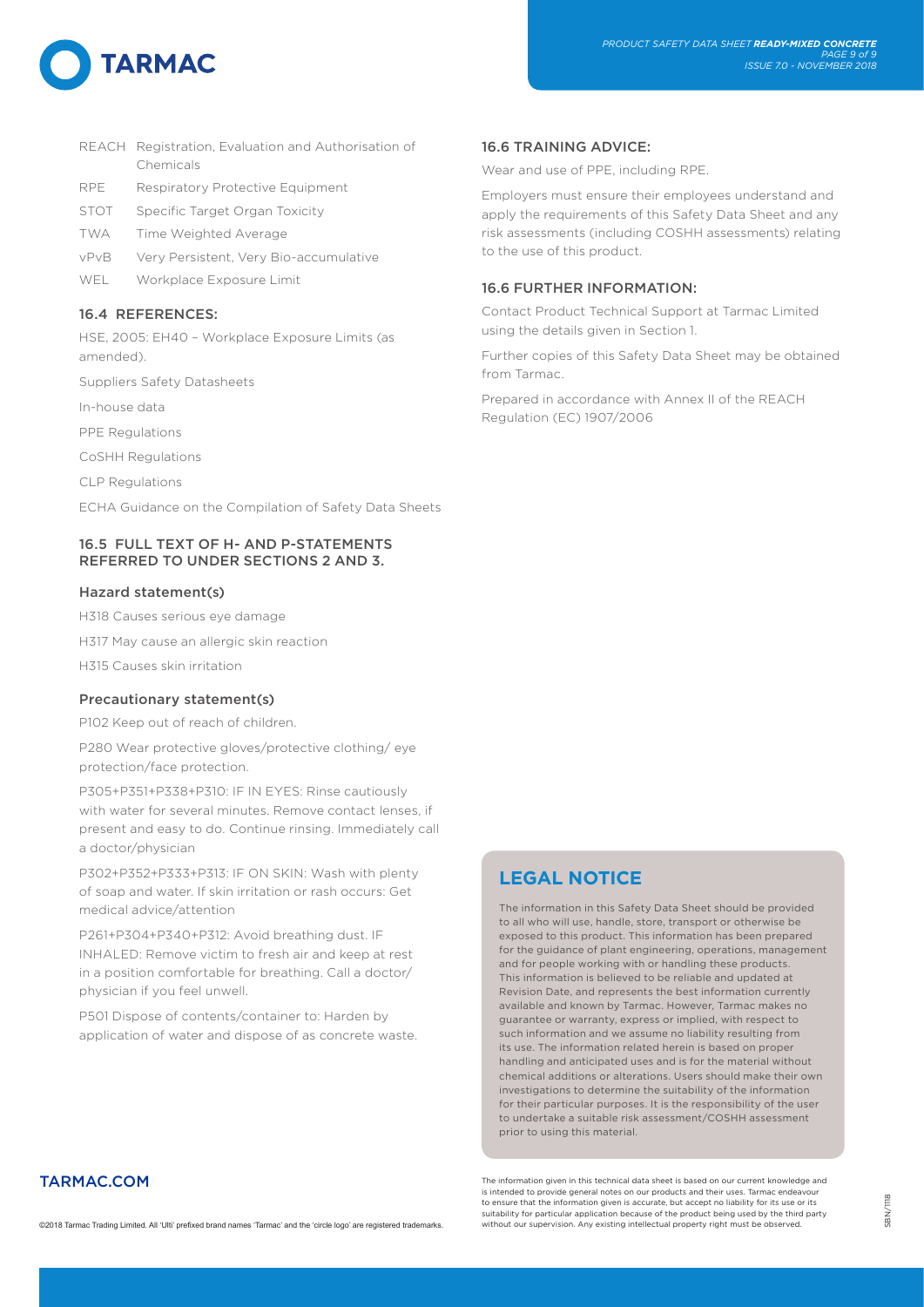| | |
|---|---|
| REACH | Registration, Evaluation and Authorisation of Chemicals |
| RPE | Respiratory Protective Equipment |
| STOT | Specific Target Organ Toxicity |
| TWA | Time Weighted Average |
| vPvB | Very Persistent, Very Bio-accumulative |
| WEL | Workplace Exposure Limit |

### 16.4 REFERENCES:

HSE, 2005: EH40 – Workplace Exposure Limits (as amended).

Suppliers Safety Datasheets

In-house data

PPE Regulations

CoSHH Regulations

CLP Regulations

ECHA Guidance on the Compilation of Safety Data Sheets

### 16.5 FULL TEXT OF H- AND P-STATEMENTS REFERRED TO UNDER SECTIONS 2 AND 3.

#### Hazard statement(s)

H318 Causes serious eye damage

H317 May cause an allergic skin reaction

H315 Causes skin irritation

#### Precautionary statement(s)

P102 Keep out of reach of children.

P280 Wear protective gloves/protective clothing/ eye protection/face protection.

P305+P351+P338+P310: IF IN EYES: Rinse cautiously with water for several minutes. Remove contact lenses, if present and easy to do. Continue rinsing. Immediately call a doctor/physician

P302+P352+P333+P313: IF ON SKIN: Wash with plenty of soap and water. If skin irritation or rash occurs: Get medical advice/attention

P261+P304+P340+P312: Avoid breathing dust. IF INHALED: Remove victim to fresh air and keep at rest in a position comfortable for breathing. Call a doctor/ physician if you feel unwell.

P501 Dispose of contents/container to: Harden by application of water and dispose of as concrete waste.

### 16.6 TRAINING ADVICE:

Wear and use of PPE, including RPE.

Employers must ensure their employees understand and apply the requirements of this Safety Data Sheet and any risk assessments (including COSHH assessments) relating to the use of this product.

### 16.6 FURTHER INFORMATION:

Contact Product Technical Support at Tarmac Limited using the details given in Section 1.

Further copies of this Safety Data Sheet may be obtained from Tarmac.

Prepared in accordance with Annex II of the REACH Regulation (EC) 1907/2006

## LEGAL NOTICE

The information in this Safety Data Sheet should be provided to all who will use, handle, store, transport or otherwise be exposed to this product. This information has been prepared for the guidance of plant engineering, operations, management and for people working with or handling these products. This information is believed to be reliable and updated at Revision Date, and represents the best information currently available and known by Tarmac. However, Tarmac makes no guarantee or warranty, express or implied, with respect to such information and we assume no liability resulting from its use. The information related herein is based on proper handling and anticipated uses and is for the material without chemical additions or alterations. Users should make their own investigations to determine the suitability of the information for their particular purposes. It is the responsibility of the user to undertake a suitable risk assessment/COSHH assessment prior to using this material.

TARMAC.COM

©2018 Tarmac Trading Limited. All 'Ulti' prefixed brand names 'Tarmac' and the 'circle logo' are registered trademarks.

The information given in this technical data sheet is based on our current knowledge and is intended to provide general notes on our products and their uses. Tarmac endeavour to ensure that the information given is accurate, but accept no liability for its use or its suitability for particular application because of the product being used by the third party without our supervision. Any existing intellectual property right must be observed.

SBN/1118